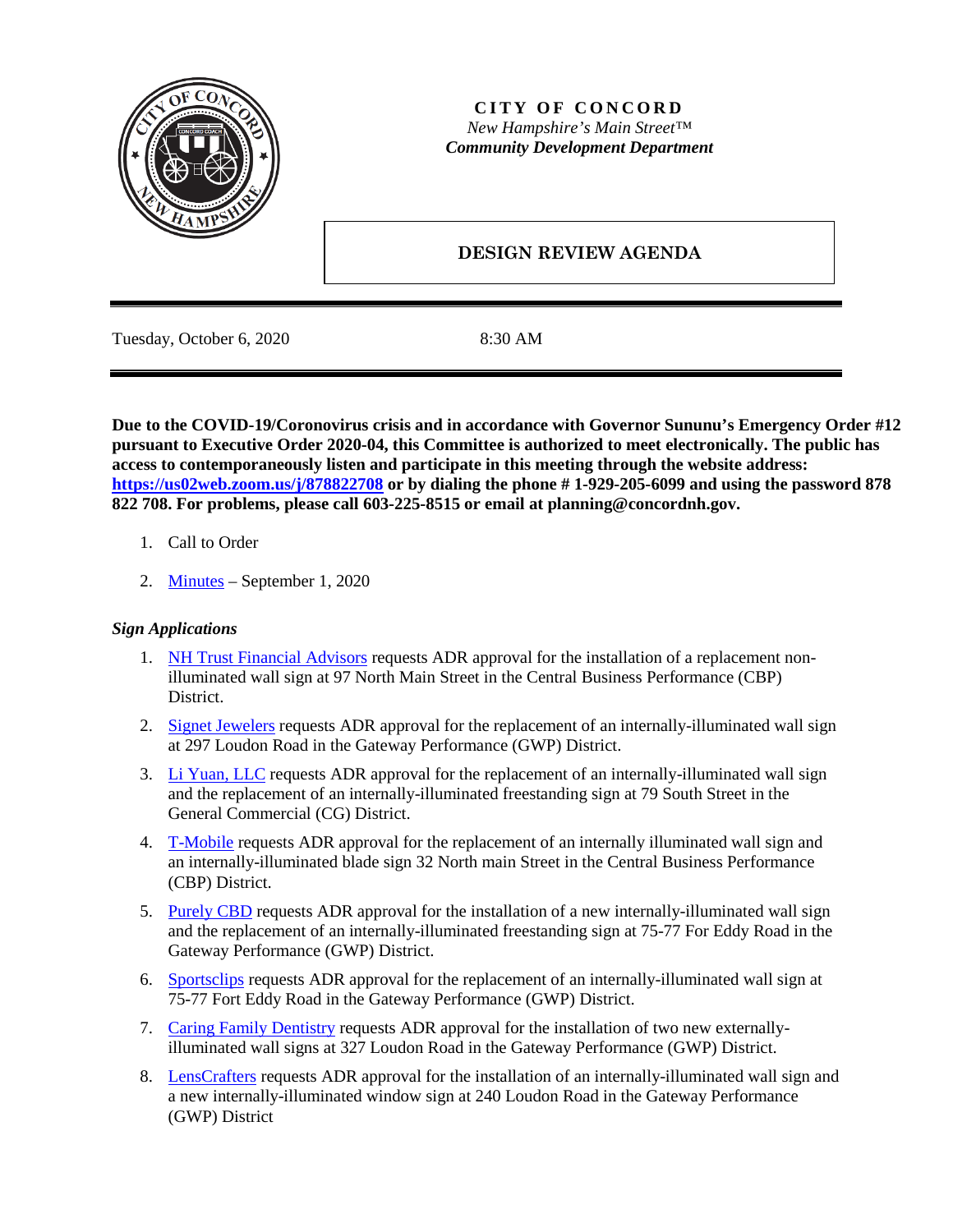**CITY OF CONCORD**
*New Hampshire's Main Street™*
***Community Development Department***

# DESIGN REVIEW AGENDA

Tuesday, October 6, 2020 8:30 AM

**Due to the COVID-19/Coronovirus crisis and in accordance with Governor Sununu's Emergency Order #12 pursuant to Executive Order 2020-04, this Committee is authorized to meet electronically. The public has access to contemporaneously listen and participate in this meeting through the website address: https://us02web.zoom.us/j/878822708 or by dialing the phone # 1-929-205-6099 and using the password 878 822 708. For problems, please call 603-225-8515 or email at planning@concordnh.gov.**

1. Call to Order
2. Minutes – September 1, 2020

### *Sign Applications*

1. NH Trust Financial Advisors requests ADR approval for the installation of a replacement non-illuminated wall sign at 97 North Main Street in the Central Business Performance (CBP) District.
2. Signet Jewelers requests ADR approval for the replacement of an internally-illuminated wall sign at 297 Loudon Road in the Gateway Performance (GWP) District.
3. Li Yuan, LLC requests ADR approval for the replacement of an internally-illuminated wall sign and the replacement of an internally-illuminated freestanding sign at 79 South Street in the General Commercial (CG) District.
4. T-Mobile requests ADR approval for the replacement of an internally illuminated wall sign and an internally-illuminated blade sign 32 North main Street in the Central Business Performance (CBP) District.
5. Purely CBD requests ADR approval for the installation of a new internally-illuminated wall sign and the replacement of an internally-illuminated freestanding sign at 75-77 For Eddy Road in the Gateway Performance (GWP) District.
6. Sportsclips requests ADR approval for the replacement of an internally-illuminated wall sign at 75-77 Fort Eddy Road in the Gateway Performance (GWP) District.
7. Caring Family Dentistry requests ADR approval for the installation of two new externally-illuminated wall signs at 327 Loudon Road in the Gateway Performance (GWP) District.
8. LensCrafters requests ADR approval for the installation of an internally-illuminated wall sign and a new internally-illuminated window sign at 240 Loudon Road in the Gateway Performance (GWP) District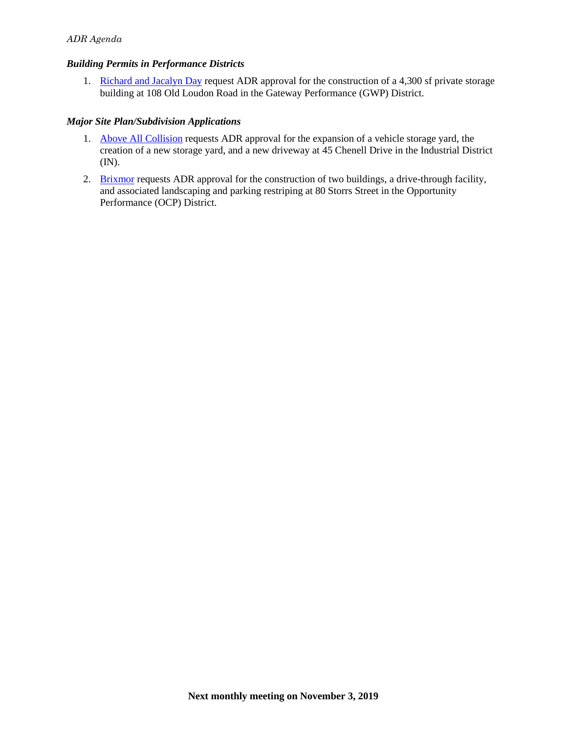### *Building Permits in Performance Districts*

1. [Richard and Jacalyn Day] request ADR approval for the construction of a 4,300 sf private storage building at 108 Old Loudon Road in the Gateway Performance (GWP) District.

### *Major Site Plan/Subdivision Applications*

1. [Above All Collision] requests ADR approval for the expansion of a vehicle storage yard, the creation of a new storage yard, and a new driveway at 45 Chenell Drive in the Industrial District (IN).

2. [Brixmor] requests ADR approval for the construction of two buildings, a drive-through facility, and associated landscaping and parking restriping at 80 Storrs Street in the Opportunity Performance (OCP) District.

**Next monthly meeting on November 3, 2019**